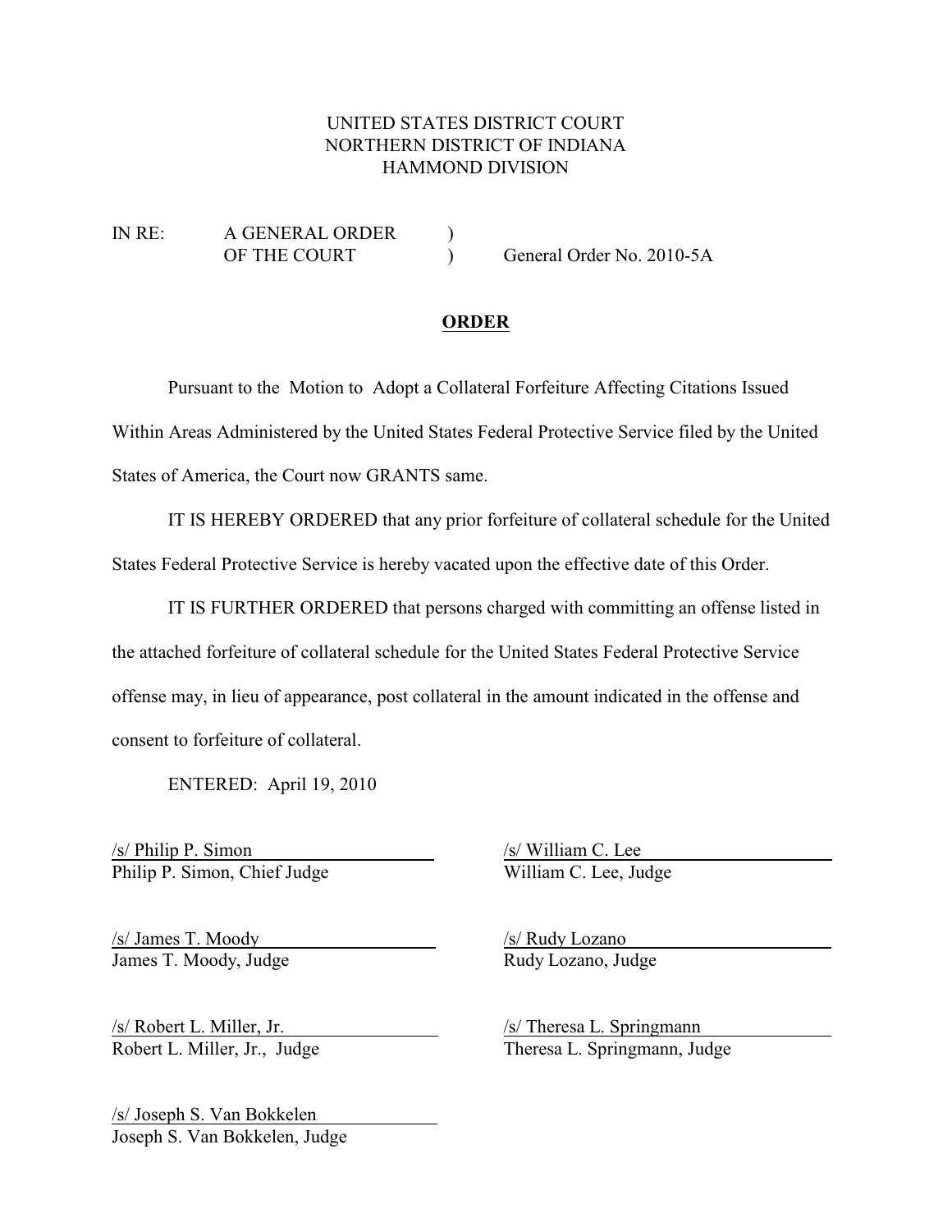UNITED STATES DISTRICT COURT
NORTHERN DISTRICT OF INDIANA
HAMMOND DIVISION

IN RE: A GENERAL ORDER OF THE COURT ) General Order No. 2010-5A

## ORDER

Pursuant to the Motion to Adopt a Collateral Forfeiture Affecting Citations Issued Within Areas Administered by the United States Federal Protective Service filed by the United States of America, the Court now GRANTS same.

IT IS HEREBY ORDERED that any prior forfeiture of collateral schedule for the United States Federal Protective Service is hereby vacated upon the effective date of this Order.

IT IS FURTHER ORDERED that persons charged with committing an offense listed in the attached forfeiture of collateral schedule for the United States Federal Protective Service offense may, in lieu of appearance, post collateral in the amount indicated in the offense and consent to forfeiture of collateral.

ENTERED: April 19, 2010

/s/ Philip P. Simon
Philip P. Simon, Chief Judge

/s/ William C. Lee
William C. Lee, Judge

/s/ James T. Moody
James T. Moody, Judge

/s/ Rudy Lozano
Rudy Lozano, Judge

/s/ Robert L. Miller, Jr.
Robert L. Miller, Jr., Judge

/s/ Theresa L. Springmann
Theresa L. Springmann, Judge

/s/ Joseph S. Van Bokkelen
Joseph S. Van Bokkelen, Judge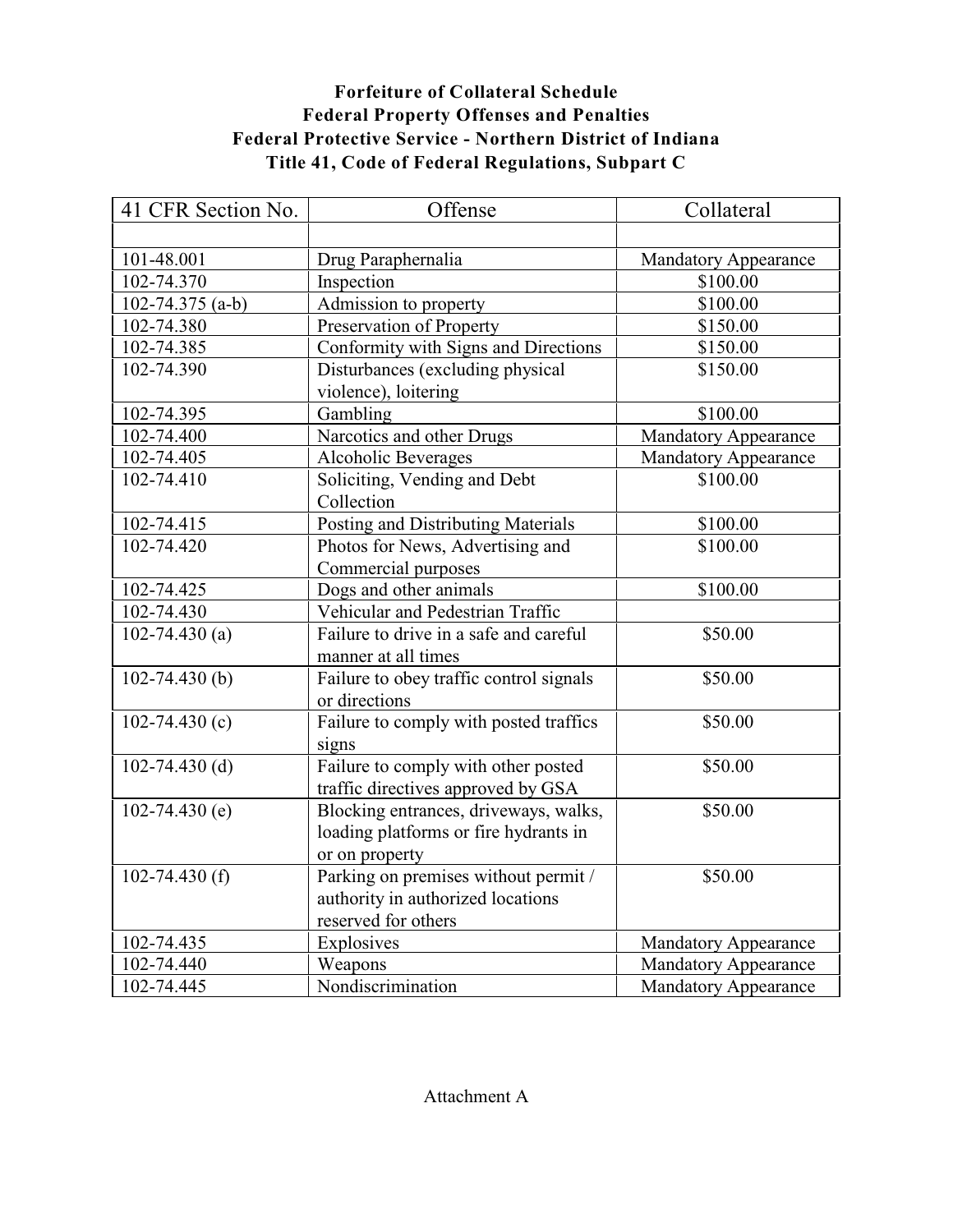**Forfeiture of Collateral Schedule**
**Federal Property Offenses and Penalties**
**Federal Protective Service - Northern District of Indiana**
**Title 41, Code of Federal Regulations, Subpart C**

| 41 CFR Section No. | Offense | Collateral |
|---|---|---|
| | | |
| 101-48.001 | Drug Paraphernalia | Mandatory Appearance |
| 102-74.370 | Inspection | $100.00 |
| 102-74.375 (a-b) | Admission to property | $100.00 |
| 102-74.380 | Preservation of Property | $150.00 |
| 102-74.385 | Conformity with Signs and Directions | $150.00 |
| 102-74.390 | Disturbances (excluding physical violence), loitering | $150.00 |
| 102-74.395 | Gambling | $100.00 |
| 102-74.400 | Narcotics and other Drugs | Mandatory Appearance |
| 102-74.405 | Alcoholic Beverages | Mandatory Appearance |
| 102-74.410 | Soliciting, Vending and Debt Collection | $100.00 |
| 102-74.415 | Posting and Distributing Materials | $100.00 |
| 102-74.420 | Photos for News, Advertising and Commercial purposes | $100.00 |
| 102-74.425 | Dogs and other animals | $100.00 |
| 102-74.430 | Vehicular and Pedestrian Traffic | |
| 102-74.430 (a) | Failure to drive in a safe and careful manner at all times | $50.00 |
| 102-74.430 (b) | Failure to obey traffic control signals or directions | $50.00 |
| 102-74.430 (c) | Failure to comply with posted traffics signs | $50.00 |
| 102-74.430 (d) | Failure to comply with other posted traffic directives approved by GSA | $50.00 |
| 102-74.430 (e) | Blocking entrances, driveways, walks, loading platforms or fire hydrants in or on property | $50.00 |
| 102-74.430 (f) | Parking on premises without permit / authority in authorized locations reserved for others | $50.00 |
| 102-74.435 | Explosives | Mandatory Appearance |
| 102-74.440 | Weapons | Mandatory Appearance |
| 102-74.445 | Nondiscrimination | Mandatory Appearance |

Attachment A